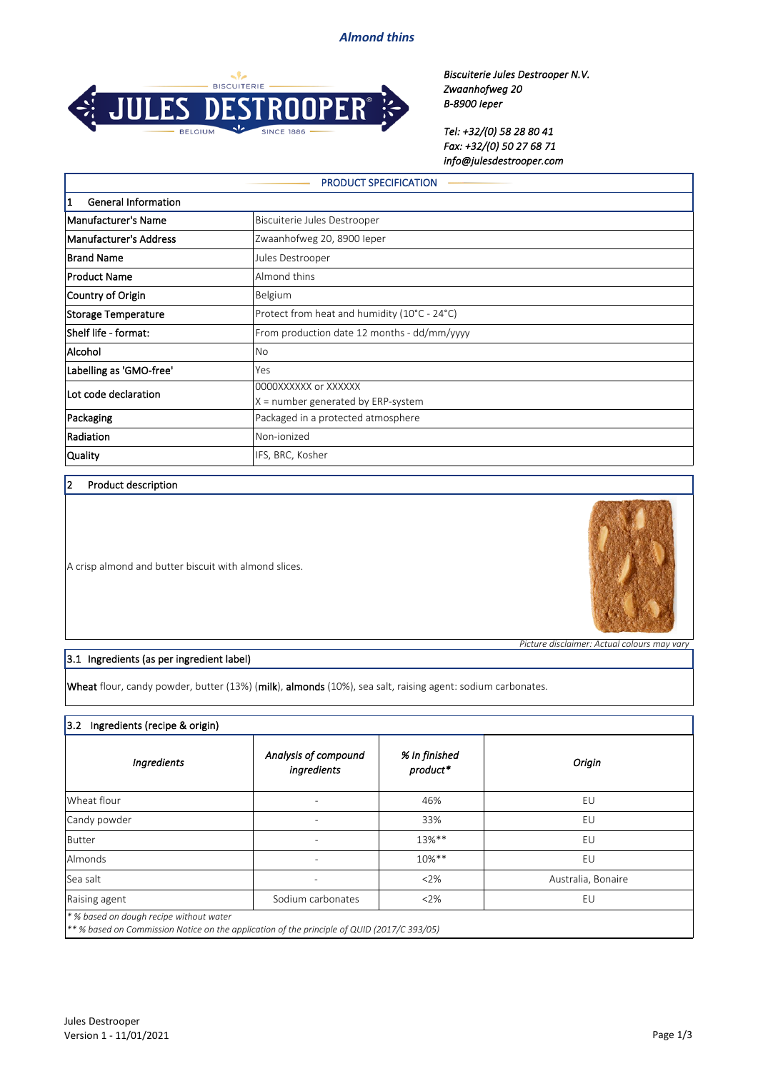# Almond thins

*Biscuiterie Jules Destrooper N.V.*
*Zwaanhofweg 20*
*B-8900 Ieper*

*Tel: +32/(0) 58 28 80 41*
*Fax: +32/(0) 50 27 68 71*
*info@julesdestrooper.com*

## PRODUCT SPECIFICATION

### 1 General Information

| | |
|---|---|
| Manufacturer's Name | Biscuiterie Jules Destrooper |
| Manufacturer's Address | Zwaanhofweg 20, 8900 Ieper |
| Brand Name | Jules Destrooper |
| Product Name | Almond thins |
| Country of Origin | Belgium |
| Storage Temperature | Protect from heat and humidity (10°C - 24°C) |
| Shelf life - format: | From production date 12 months - dd/mm/yyyy |
| Alcohol | No |
| Labelling as 'GMO-free' | Yes |
| Lot code declaration | 0000XXXXXX or XXXXXX<br>X = number generated by ERP-system |
| Packaging | Packaged in a protected atmosphere |
| Radiation | Non-ionized |
| Quality | IFS, BRC, Kosher |

### 2 Product description

A crisp almond and butter biscuit with almond slices.

*Picture disclaimer: Actual colours may vary*

### 3.1 Ingredients (as per ingredient label)

**Wheat** flour, candy powder, butter (13%) (**milk**), **almonds** (10%), sea salt, raising agent: sodium carbonates.

### 3.2 Ingredients (recipe & origin)

| *Ingredients* | *Analysis of compound ingredients* | *% In finished product** | *Origin* |
|---|---|---|---|
| Wheat flour | - | 46% | EU |
| Candy powder | - | 33% | EU |
| Butter | - | 13%** | EU |
| Almonds | - | 10%** | EU |
| Sea salt | - | <2% | Australia, Bonaire |
| Raising agent | Sodium carbonates | <2% | EU |

*\* % based on dough recipe without water*
*\*\* % based on Commission Notice on the application of the principle of QUID (2017/C 393/05)*

Jules Destrooper
Version 1 - 11/01/2021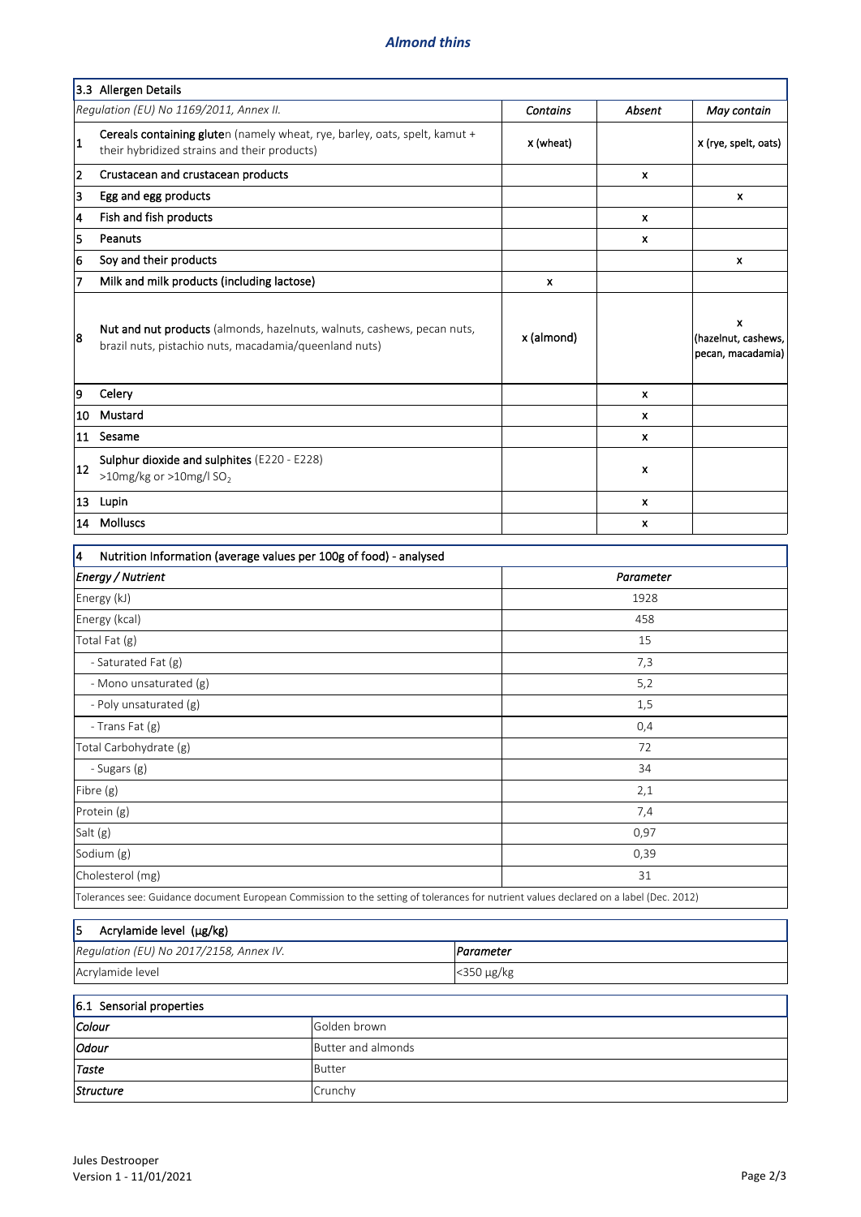## Almond thins

| 3.3 Allergen Details | | | | |
|---|---|---|---|---|
| *Regulation (EU) No 1169/2011, Annex II.* | | *Contains* | *Absent* | *May contain* |
| 1 | **Cereals containing gluten** (namely wheat, rye, barley, oats, spelt, kamut + their hybridized strains and their products) | x (wheat) | | x (rye, spelt, oats) |
| 2 | **Crustacean and crustacean products** | | x | |
| 3 | **Egg and egg products** | | | x |
| 4 | **Fish and fish products** | | x | |
| 5 | **Peanuts** | | x | |
| 6 | **Soy and their products** | | | x |
| 7 | **Milk and milk products (including lactose)** | x | | |
| 8 | **Nut and nut products** (almonds, hazelnuts, walnuts, cashews, pecan nuts, brazil nuts, pistachio nuts, macadamia/queenland nuts) | x (almond) | | x (hazelnut, cashews, pecan, macadamia) |
| 9 | **Celery** | | x | |
| 10 | **Mustard** | | x | |
| 11 | **Sesame** | | x | |
| 12 | **Sulphur dioxide and sulphites** (E220 - E228) >10mg/kg or >10mg/l $SO_2$ | | x | |
| 13 | **Lupin** | | x | |
| 14 | **Molluscs** | | x | |

| 4 Nutrition Information (average values per 100g of food) - analysed | |
|---|---|
| ***Energy / Nutrient*** | ***Parameter*** |
| Energy (kJ) | 1928 |
| Energy (kcal) | 458 |
| Total Fat (g) | 15 |
| - Saturated Fat (g) | 7,3 |
| - Mono unsaturated (g) | 5,2 |
| - Poly unsaturated (g) | 1,5 |
| - Trans Fat (g) | 0,4 |
| Total Carbohydrate (g) | 72 |
| - Sugars (g) | 34 |
| Fibre (g) | 2,1 |
| Protein (g) | 7,4 |
| Salt (g) | 0,97 |
| Sodium (g) | 0,39 |
| Cholesterol (mg) | 31 |
| Tolerances see: Guidance document European Commission to the setting of tolerances for nutrient values declared on a label (Dec. 2012) | |

| 5 Acrylamide level (µg/kg) | |
|---|---|
| *Regulation (EU) No 2017/2158, Annex IV.* | ***Parameter*** |
| Acrylamide level | <350 µg/kg |

| 6.1 Sensorial properties | |
|---|---|
| ***Colour*** | Golden brown |
| ***Odour*** | Butter and almonds |
| ***Taste*** | Butter |
| ***Structure*** | Crunchy |

Jules Destrooper
Version 1 - 11/01/2021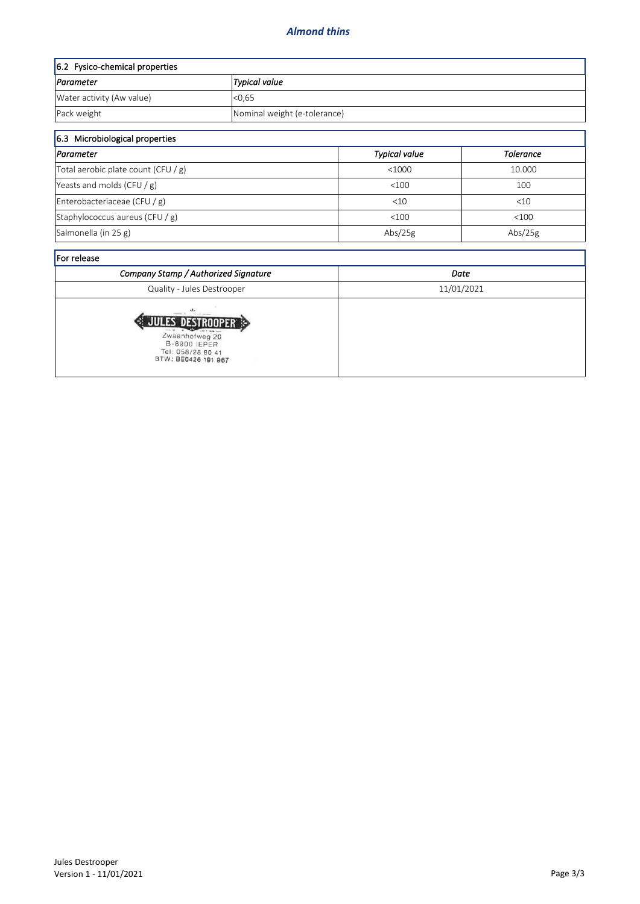## 6.2 Fysico-chemical properties

| *Parameter* | *Typical value* |
|---|---|
| Water activity (Aw value) | <0,65 |
| Pack weight | Nominal weight (e-tolerance) |

## 6.3 Microbiological properties

| *Parameter* | *Typical value* | *Tolerance* |
|---|---|---|
| Total aerobic plate count (CFU / g) | <1000 | 10.000 |
| Yeasts and molds (CFU / g) | <100 | 100 |
| Enterobacteriaceae (CFU / g) | <10 | <10 |
| Staphylococcus aureus (CFU / g) | <100 | <100 |
| Salmonella (in 25 g) | Abs/25g | Abs/25g |

## For release

| *Company Stamp / Authorized Signature* | *Date* |
|---|---|
| Quality - Jules Destrooper | 11/01/2021 |
| JULES DESTROOPER Zwaanhofweg 20 B-8900 IEPER Tel: 058/28 80 41 BTW: BE0426 191 867 | |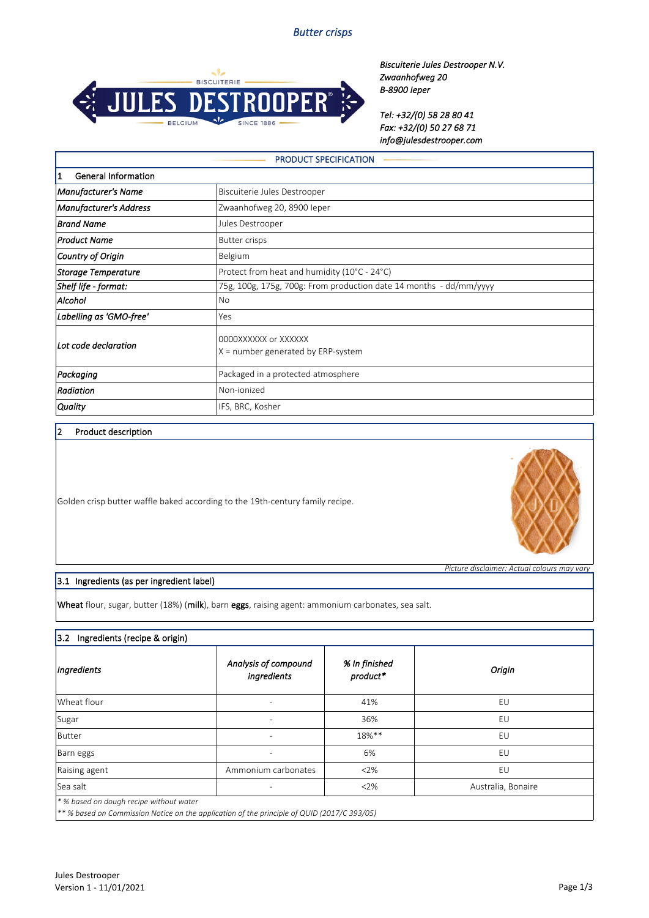# Butter crisps

*Biscuiterie Jules Destrooper N.V.*
*Zwaanhofweg 20*
*B-8900 Ieper*

*Tel: +32/(0) 58 28 80 41*
*Fax: +32/(0) 50 27 68 71*
*info@julesdestrooper.com*

## PRODUCT SPECIFICATION

### 1 General Information

| | |
|---|---|
| *Manufacturer's Name* | Biscuiterie Jules Destrooper |
| *Manufacturer's Address* | Zwaanhofweg 20, 8900 Ieper |
| *Brand Name* | Jules Destrooper |
| *Product Name* | Butter crisps |
| *Country of Origin* | Belgium |
| *Storage Temperature* | Protect from heat and humidity (10°C - 24°C) |
| *Shelf life - format:* | 75g, 100g, 175g, 700g: From production date 14 months - dd/mm/yyyy |
| *Alcohol* | No |
| *Labelling as 'GMO-free'* | Yes |
| *Lot code declaration* | 0000XXXXXX or XXXXXX<br>X = number generated by ERP-system |
| *Packaging* | Packaged in a protected atmosphere |
| *Radiation* | Non-ionized |
| *Quality* | IFS, BRC, Kosher |

### 2 Product description

Golden crisp butter waffle baked according to the 19th-century family recipe.

*Picture disclaimer: Actual colours may vary*

### 3.1 Ingredients (as per ingredient label)

**Wheat** flour, sugar, butter (18%) (**milk**), barn **eggs**, raising agent: ammonium carbonates, sea salt.

### 3.2 Ingredients (recipe & origin)

| *Ingredients* | *Analysis of compound ingredients* | *% In finished product** | *Origin* |
|---|---|---|---|
| Wheat flour | - | 41% | EU |
| Sugar | - | 36% | EU |
| Butter | - | 18%** | EU |
| Barn eggs | - | 6% | EU |
| Raising agent | Ammonium carbonates | <2% | EU |
| Sea salt | - | <2% | Australia, Bonaire |

*\* % based on dough recipe without water*
*\*\* % based on Commission Notice on the application of the principle of QUID (2017/C 393/05)*

Jules Destrooper
Version 1 - 11/01/2021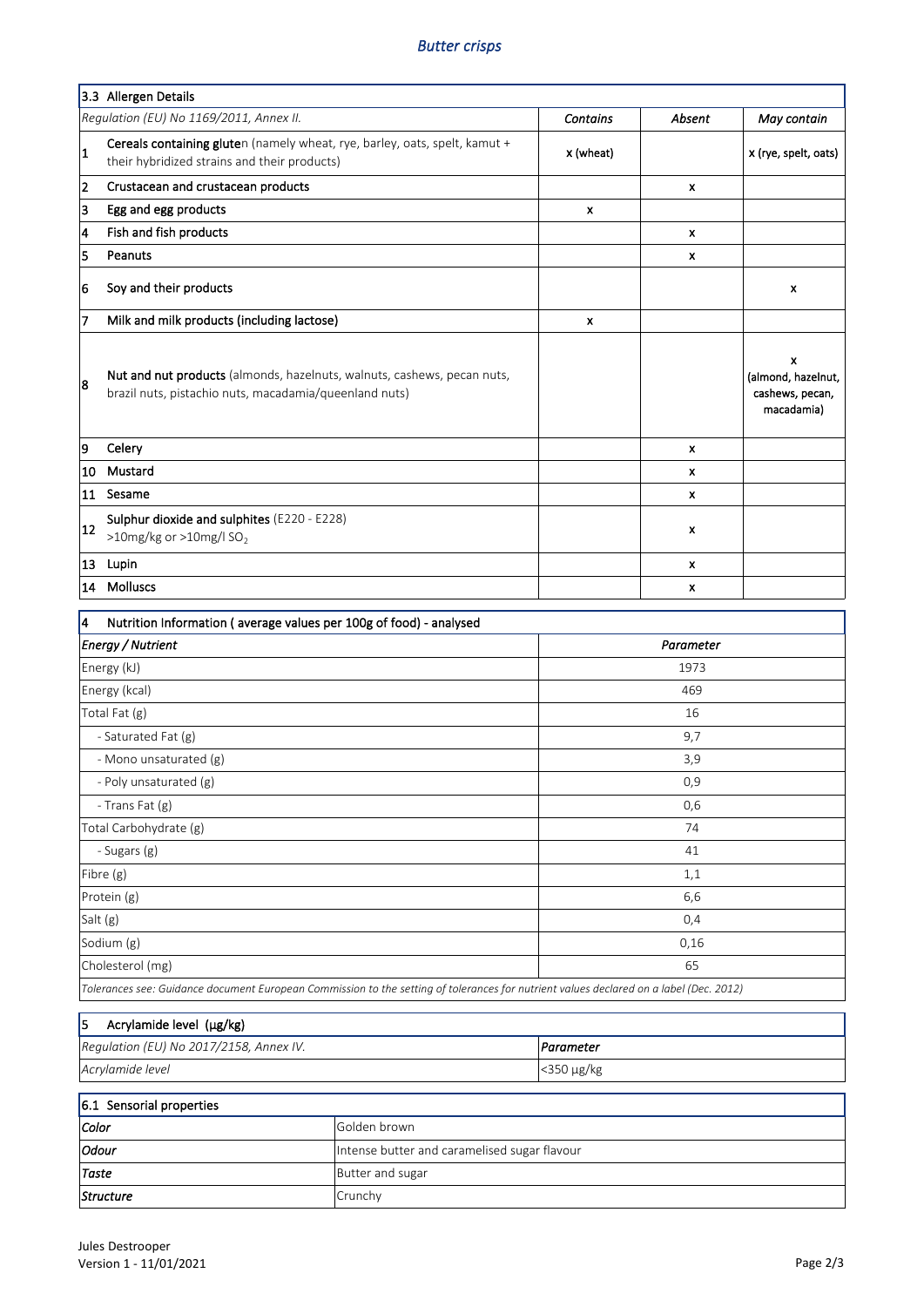# Butter crisps

| 3.3 Allergen Details | | | | |
|---|---|---|---|---|
| *Regulation (EU) No 1169/2011, Annex II.* | | *Contains* | *Absent* | *May contain* |
| 1 | **Cereals containing gluten** (namely wheat, rye, barley, oats, spelt, kamut + their hybridized strains and their products) | x (wheat) | | x (rye, spelt, oats) |
| 2 | Crustacean and crustacean products | | x | |
| 3 | Egg and egg products | x | | |
| 4 | Fish and fish products | | x | |
| 5 | Peanuts | | x | |
| 6 | Soy and their products | | | x |
| 7 | Milk and milk products (including lactose) | x | | |
| 8 | **Nut and nut products** (almonds, hazelnuts, walnuts, cashews, pecan nuts, brazil nuts, pistachio nuts, macadamia/queenland nuts) | | | x (almond, hazelnut, cashews, pecan, macadamia) |
| 9 | Celery | | x | |
| 10 | Mustard | | x | |
| 11 | Sesame | | x | |
| 12 | **Sulphur dioxide and sulphites** (E220 - E228) >10mg/kg or >10mg/l $SO_2$ | | x | |
| 13 | Lupin | | x | |
| 14 | Molluscs | | x | |

| 4 Nutrition Information ( average values per 100g of food) - analysed | |
|---|---|
| *Energy / Nutrient* | *Parameter* |
| Energy (kJ) | 1973 |
| Energy (kcal) | 469 |
| Total Fat (g) | 16 |
| - Saturated Fat (g) | 9,7 |
| - Mono unsaturated (g) | 3,9 |
| - Poly unsaturated (g) | 0,9 |
| - Trans Fat (g) | 0,6 |
| Total Carbohydrate (g) | 74 |
| - Sugars (g) | 41 |
| Fibre (g) | 1,1 |
| Protein (g) | 6,6 |
| Salt (g) | 0,4 |
| Sodium (g) | 0,16 |
| Cholesterol (mg) | 65 |

*Tolerances see: Guidance document European Commission to the setting of tolerances for nutrient values declared on a label (Dec. 2012)*

| 5 Acrylamide level (µg/kg) | |
|---|---|
| *Regulation (EU) No 2017/2158, Annex IV.* | *Parameter* |
| *Acrylamide level* | <350 µg/kg |

| 6.1 Sensorial properties | |
|---|---|
| ***Color*** | Golden brown |
| ***Odour*** | Intense butter and caramelised sugar flavour |
| ***Taste*** | Butter and sugar |
| ***Structure*** | Crunchy |

Jules Destrooper
Version 1 - 11/01/2021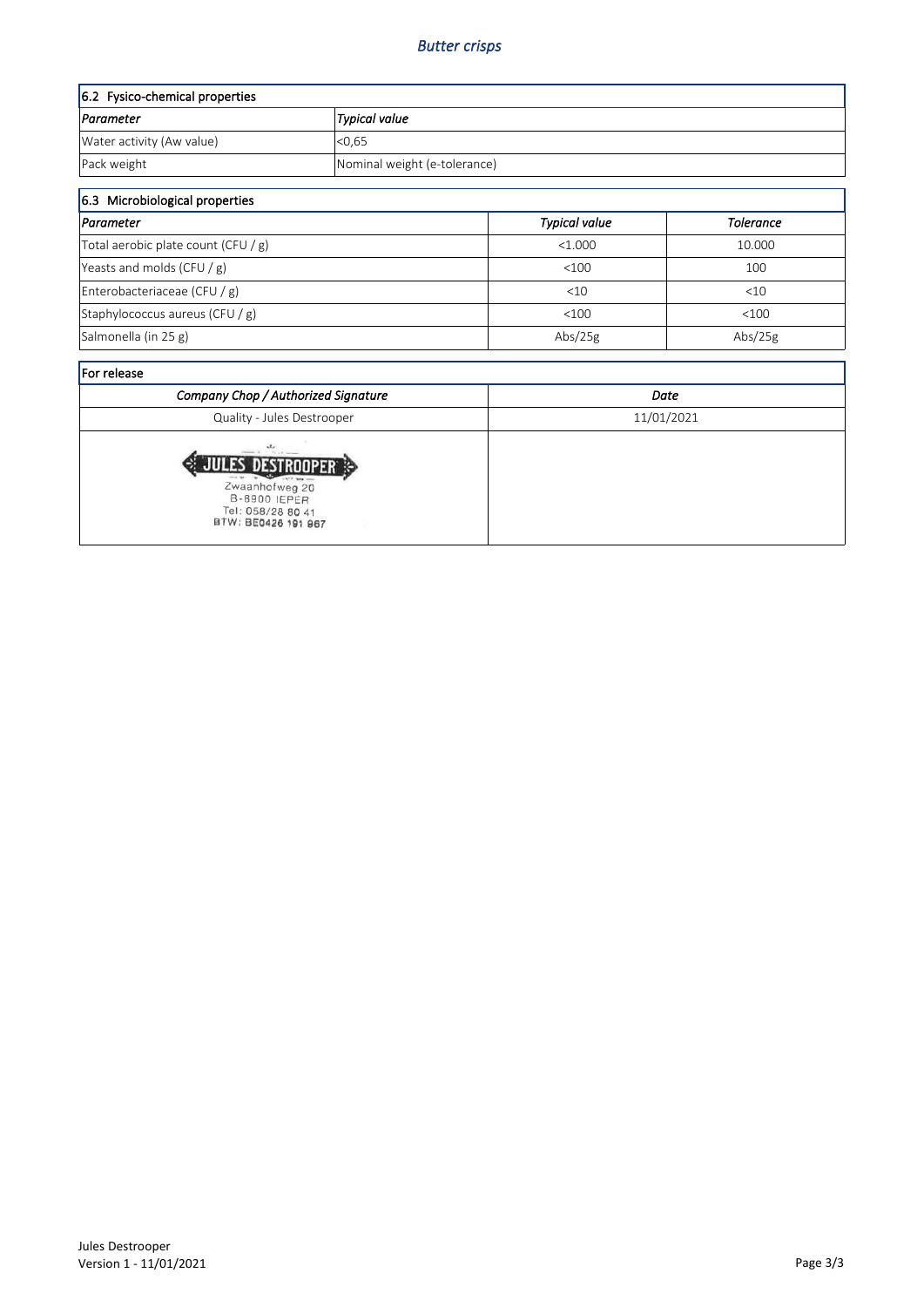## 6.2 Fysico-chemical properties

| *Parameter* | *Typical value* |
|---|---|
| Water activity (Aw value) | <0,65 |
| Pack weight | Nominal weight (e-tolerance) |

## 6.3 Microbiological properties

| *Parameter* | *Typical value* | *Tolerance* |
|---|---|---|
| Total aerobic plate count (CFU / g) | <1.000 | 10.000 |
| Yeasts and molds (CFU / g) | <100 | 100 |
| Enterobacteriaceae (CFU / g) | <10 | <10 |
| Staphylococcus aureus (CFU / g) | <100 | <100 |
| Salmonella (in 25 g) | Abs/25g | Abs/25g |

## For release

| *Company Chop / Authorized Signature* | *Date* |
|---|---|
| Quality - Jules Destrooper | 11/01/2021 |
| JULES DESTROOPER Zwaanhofweg 20 B-8900 IEPER Tel: 058/28 80 41 BTW: BE0426 191 867 | |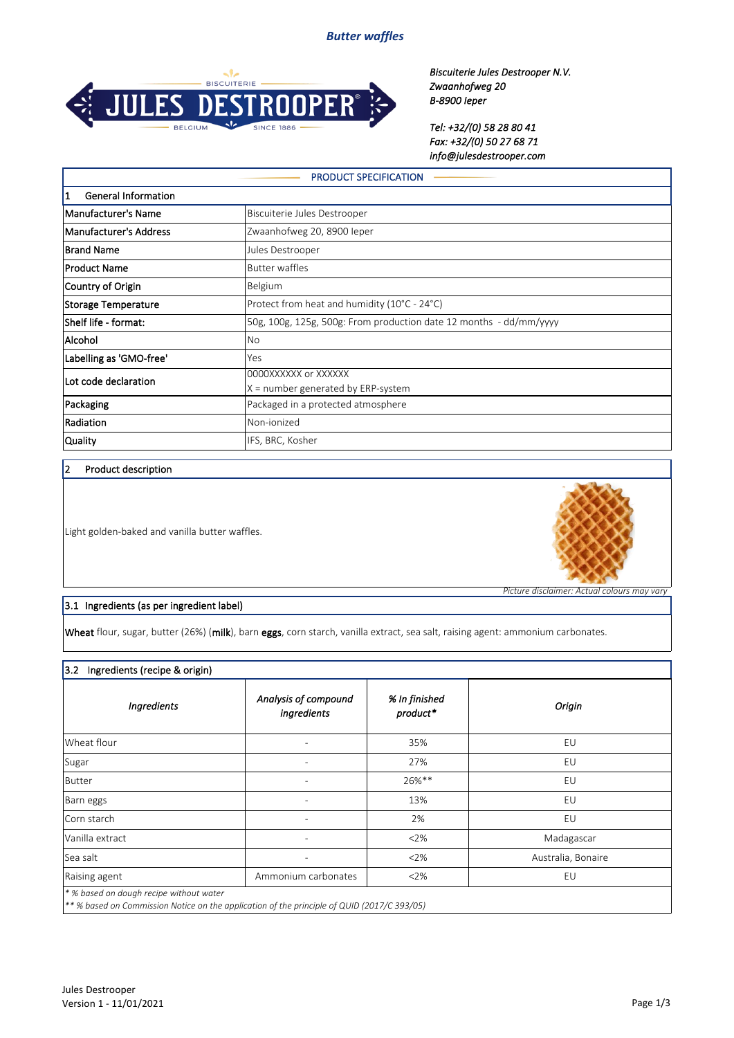# Butter waffles

*Biscuiterie Jules Destrooper N.V.*
*Zwaanhofweg 20*
*B-8900 Ieper*

*Tel: +32/(0) 58 28 80 41*
*Fax: +32/(0) 50 27 68 71*
*info@julesdestrooper.com*

## PRODUCT SPECIFICATION

### 1 General Information

| | |
|---|---|
| Manufacturer's Name | Biscuiterie Jules Destrooper |
| Manufacturer's Address | Zwaanhofweg 20, 8900 Ieper |
| Brand Name | Jules Destrooper |
| Product Name | Butter waffles |
| Country of Origin | Belgium |
| Storage Temperature | Protect from heat and humidity (10°C - 24°C) |
| Shelf life - format: | 50g, 100g, 125g, 500g: From production date 12 months - dd/mm/yyyy |
| Alcohol | No |
| Labelling as 'GMO-free' | Yes |
| Lot code declaration | 0000XXXXXX or XXXXXX<br>X = number generated by ERP-system |
| Packaging | Packaged in a protected atmosphere |
| Radiation | Non-ionized |
| Quality | IFS, BRC, Kosher |

### 2 Product description

Light golden-baked and vanilla butter waffles.

*Picture disclaimer: Actual colours may vary*

### 3.1 Ingredients (as per ingredient label)

**Wheat** flour, sugar, butter (26%) (**milk**), barn **eggs**, corn starch, vanilla extract, sea salt, raising agent: ammonium carbonates.

### 3.2 Ingredients (recipe & origin)

| *Ingredients* | *Analysis of compound ingredients* | *% In finished product** | *Origin* |
|---|---|---|---|
| Wheat flour | - | 35% | EU |
| Sugar | - | 27% | EU |
| Butter | - | 26%** | EU |
| Barn eggs | - | 13% | EU |
| Corn starch | - | 2% | EU |
| Vanilla extract | - | <2% | Madagascar |
| Sea salt | - | <2% | Australia, Bonaire |
| Raising agent | Ammonium carbonates | <2% | EU |

*\* % based on dough recipe without water*
*\*\* % based on Commission Notice on the application of the principle of QUID (2017/C 393/05)*

Jules Destrooper
Version 1 - 11/01/2021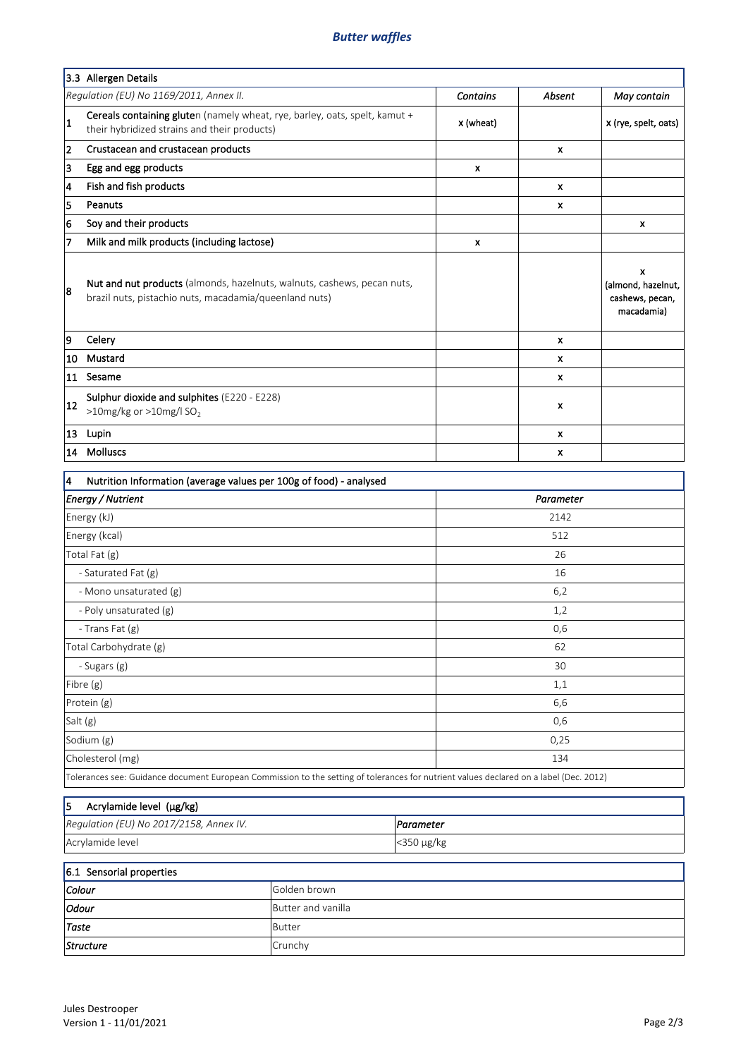## Butter waffles

| 3.3 Allergen Details | | | | |
|---|---|---|---|---|
| *Regulation (EU) No 1169/2011, Annex II.* | | *Contains* | *Absent* | *May contain* |
| 1 | **Cereals containing gluten** (namely wheat, rye, barley, oats, spelt, kamut + their hybridized strains and their products) | x (wheat) | | x (rye, spelt, oats) |
| 2 | **Crustacean and crustacean products** | | x | |
| 3 | **Egg and egg products** | x | | |
| 4 | **Fish and fish products** | | x | |
| 5 | **Peanuts** | | x | |
| 6 | **Soy and their products** | | | x |
| 7 | **Milk and milk products (including lactose)** | x | | |
| 8 | **Nut and nut products** (almonds, hazelnuts, walnuts, cashews, pecan nuts, brazil nuts, pistachio nuts, macadamia/queenland nuts) | | | x (almond, hazelnut, cashews, pecan, macadamia) |
| 9 | **Celery** | | x | |
| 10 | **Mustard** | | x | |
| 11 | **Sesame** | | x | |
| 12 | **Sulphur dioxide and sulphites** (E220 - E228) >10mg/kg or >10mg/l $SO_2$ | | x | |
| 13 | **Lupin** | | x | |
| 14 | **Molluscs** | | x | |

| 4 Nutrition Information (average values per 100g of food) - analysed | |
|---|---|
| ***Energy / Nutrient*** | *Parameter* |
| Energy (kJ) | 2142 |
| Energy (kcal) | 512 |
| Total Fat (g) | 26 |
| - Saturated Fat (g) | 16 |
| - Mono unsaturated (g) | 6,2 |
| - Poly unsaturated (g) | 1,2 |
| - Trans Fat (g) | 0,6 |
| Total Carbohydrate (g) | 62 |
| - Sugars (g) | 30 |
| Fibre (g) | 1,1 |
| Protein (g) | 6,6 |
| Salt (g) | 0,6 |
| Sodium (g) | 0,25 |
| Cholesterol (mg) | 134 |

Tolerances see: Guidance document European Commission to the setting of tolerances for nutrient values declared on a label (Dec. 2012)

| 5 Acrylamide level (µg/kg) | |
|---|---|
| *Regulation (EU) No 2017/2158, Annex IV.* | ***Parameter*** |
| Acrylamide level | <350 µg/kg |

| 6.1 Sensorial properties | |
|---|---|
| ***Colour*** | Golden brown |
| ***Odour*** | Butter and vanilla |
| ***Taste*** | Butter |
| ***Structure*** | Crunchy |

Jules Destrooper
Version 1 - 11/01/2021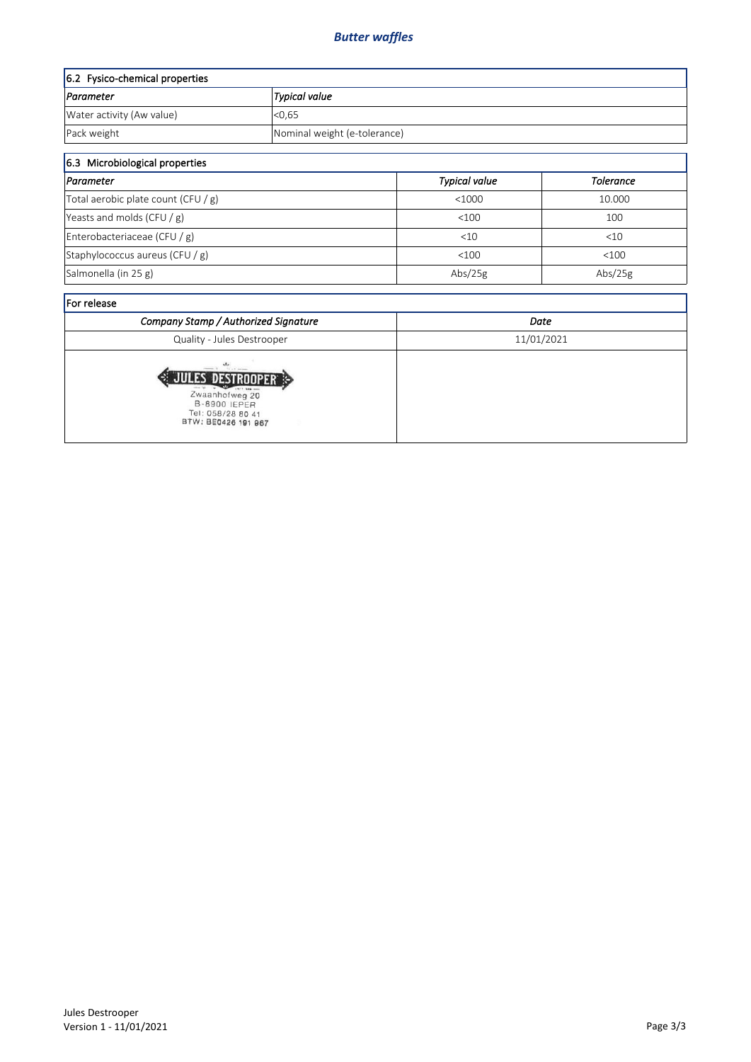## Butter waffles

| 6.2 Fysico-chemical properties | |
|---|---|
| *Parameter* | *Typical value* |
| Water activity (Aw value) | <0,65 |
| Pack weight | Nominal weight (e-tolerance) |

| 6.3 Microbiological properties | | |
|---|---|---|
| *Parameter* | *Typical value* | *Tolerance* |
| Total aerobic plate count (CFU / g) | <1000 | 10.000 |
| Yeasts and molds (CFU / g) | <100 | 100 |
| Enterobacteriaceae (CFU / g) | <10 | <10 |
| Staphylococcus aureus (CFU / g) | <100 | <100 |
| Salmonella (in 25 g) | Abs/25g | Abs/25g |

| For release | |
|---|---|
| *Company Stamp / Authorized Signature* | *Date* |
| Quality - Jules Destrooper | 11/01/2021 |
| JULES DESTROOPER<br>Zwaanhofweg 20<br>B-8900 IEPER<br>Tel: 058/28 80 41<br>BTW: BE0426 191 867 | |

Jules Destrooper
Version 1 - 11/01/2021